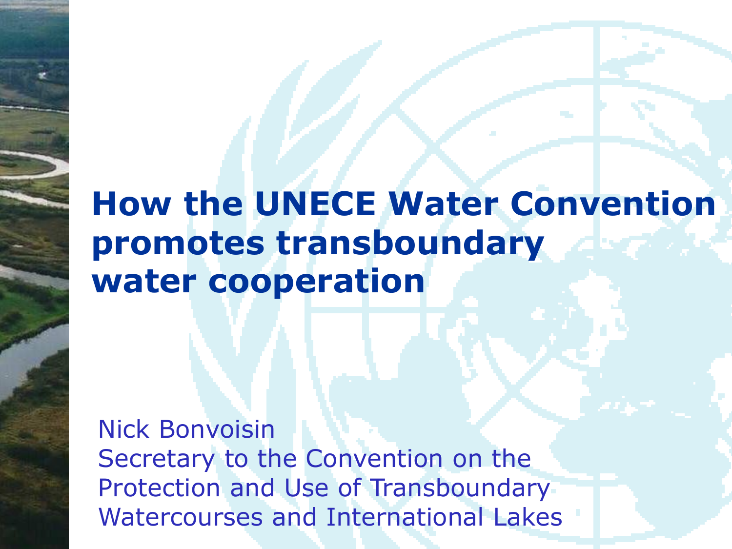# How the UNECE Water Convention promotes transboundary water cooperation

Nick Bonvoisin
Secretary to the Convention on the Protection and Use of Transboundary Watercourses and International Lakes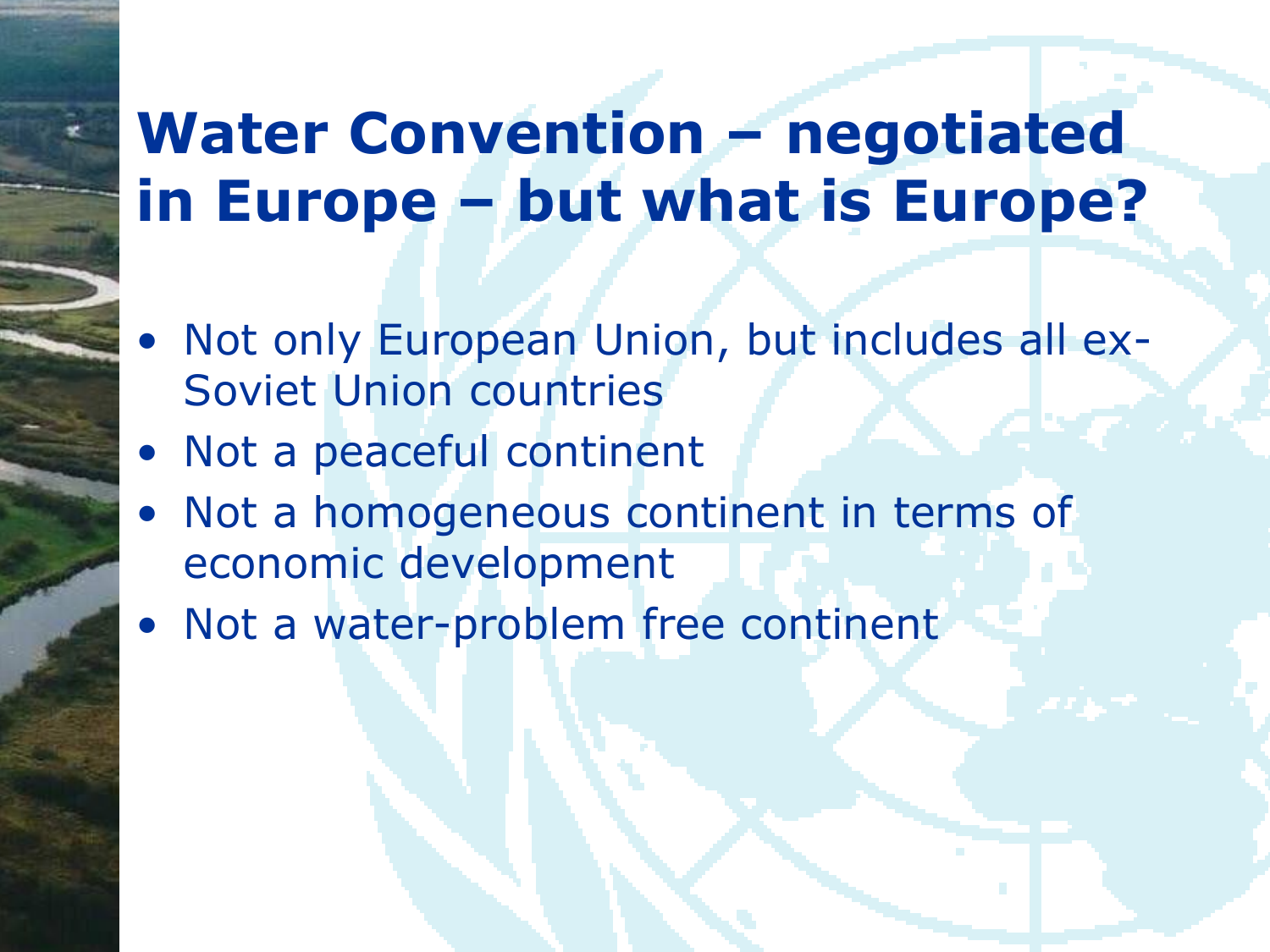# Water Convention – negotiated in Europe – but what is Europe?

- Not only European Union, but includes all ex-Soviet Union countries
- Not a peaceful continent
- Not a homogeneous continent in terms of economic development
- Not a water-problem free continent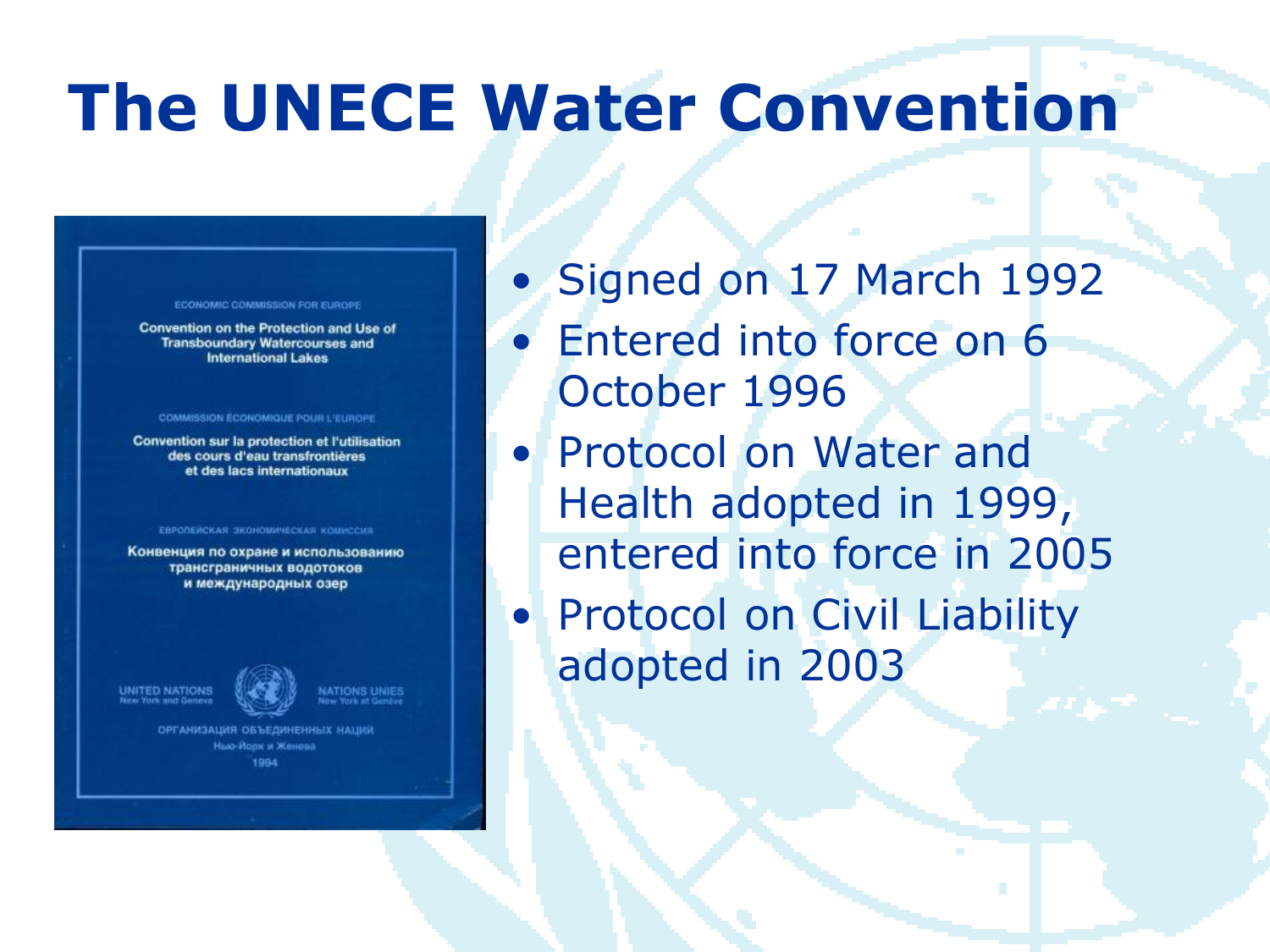# The UNECE Water Convention

ECONOMIC COMMISSION FOR EUROPE

Convention on the Protection and Use of Transboundary Watercourses and International Lakes

COMMISSION ÉCONOMIQUE POUR L'EUROPE

Convention sur la protection et l'utilisation des cours d'eau transfrontières et des lacs internationaux

ЕВРОПЕЙСКАЯ ЭКОНОМИЧЕСКАЯ КОМИССИЯ

Конвенция по охране и использованию трансграничных водотоков и международных озер

UNITED NATIONS
New York and Geneva

NATIONS UNIES
New York et Genève

ОРГАНИЗАЦИЯ ОБЪЕДИНЕННЫХ НАЦИЙ
Нью-Йорк и Женева

1994

- Signed on 17 March 1992
- Entered into force on 6 October 1996
- Protocol on Water and Health adopted in 1999, entered into force in 2005
- Protocol on Civil Liability adopted in 2003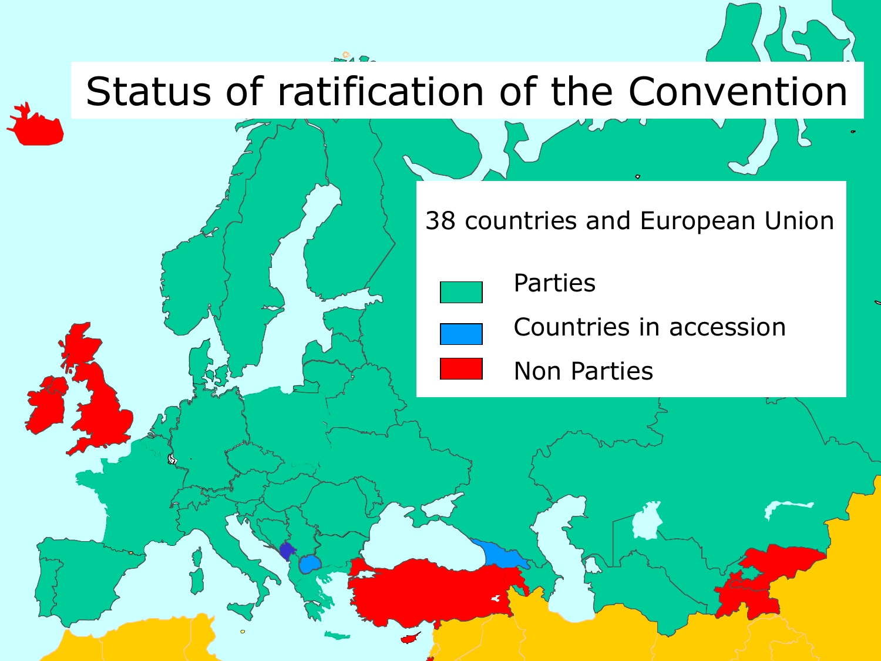# Status of ratification of the Convention

38 countries and European Union

Parties

Countries in accession

Non Parties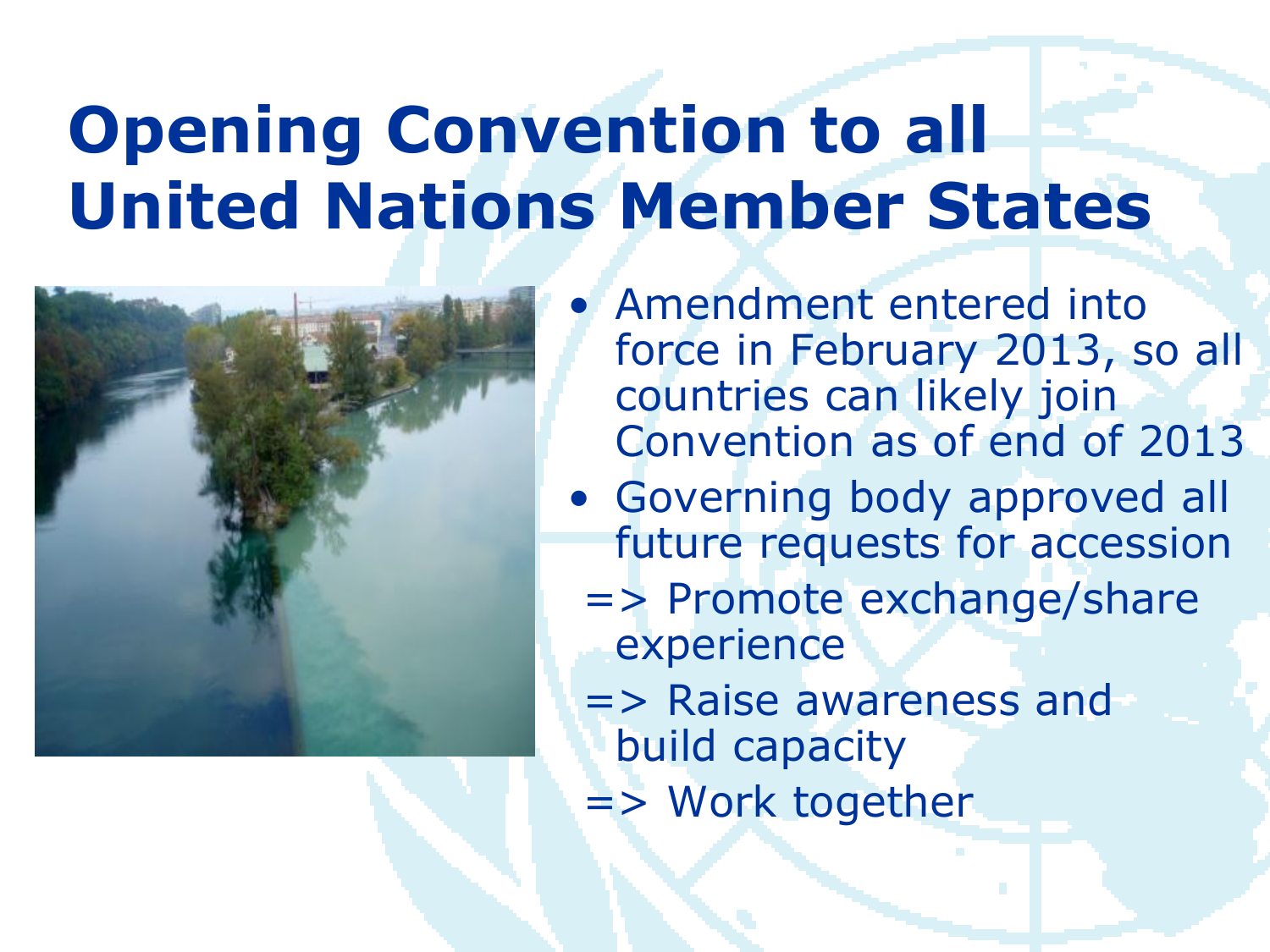# Opening Convention to all United Nations Member States

- Amendment entered into force in February 2013, so all countries can likely join Convention as of end of 2013
- Governing body approved all future requests for accession

=> Promote exchange/share experience

=> Raise awareness and build capacity

=> Work together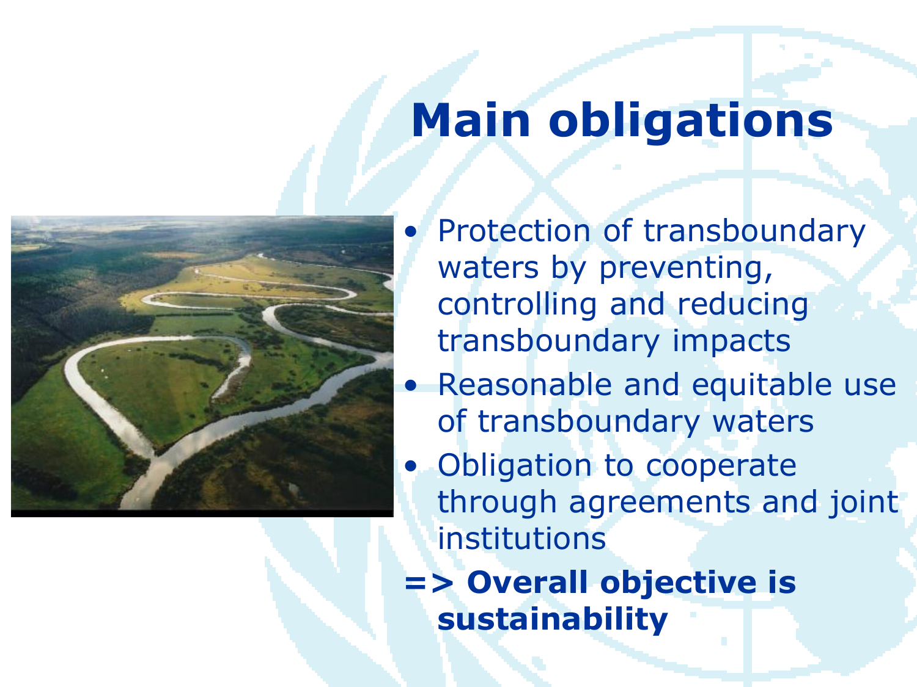# Main obligations

- Protection of transboundary waters by preventing, controlling and reducing transboundary impacts
- Reasonable and equitable use of transboundary waters
- Obligation to cooperate through agreements and joint institutions

**=> Overall objective is sustainability**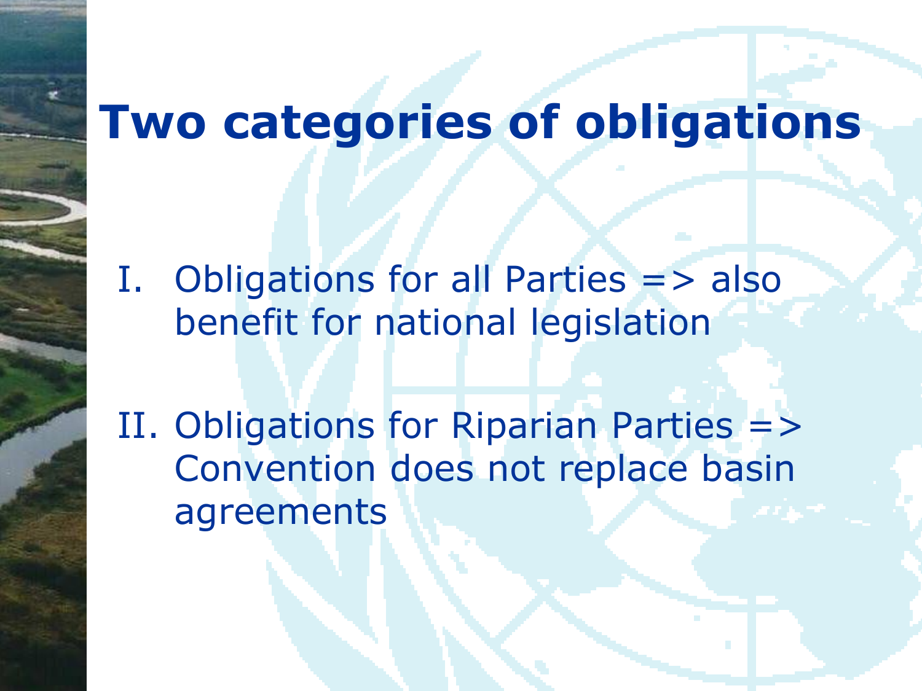# Two categories of obligations

I. Obligations for all Parties => also benefit for national legislation

II. Obligations for Riparian Parties => Convention does not replace basin agreements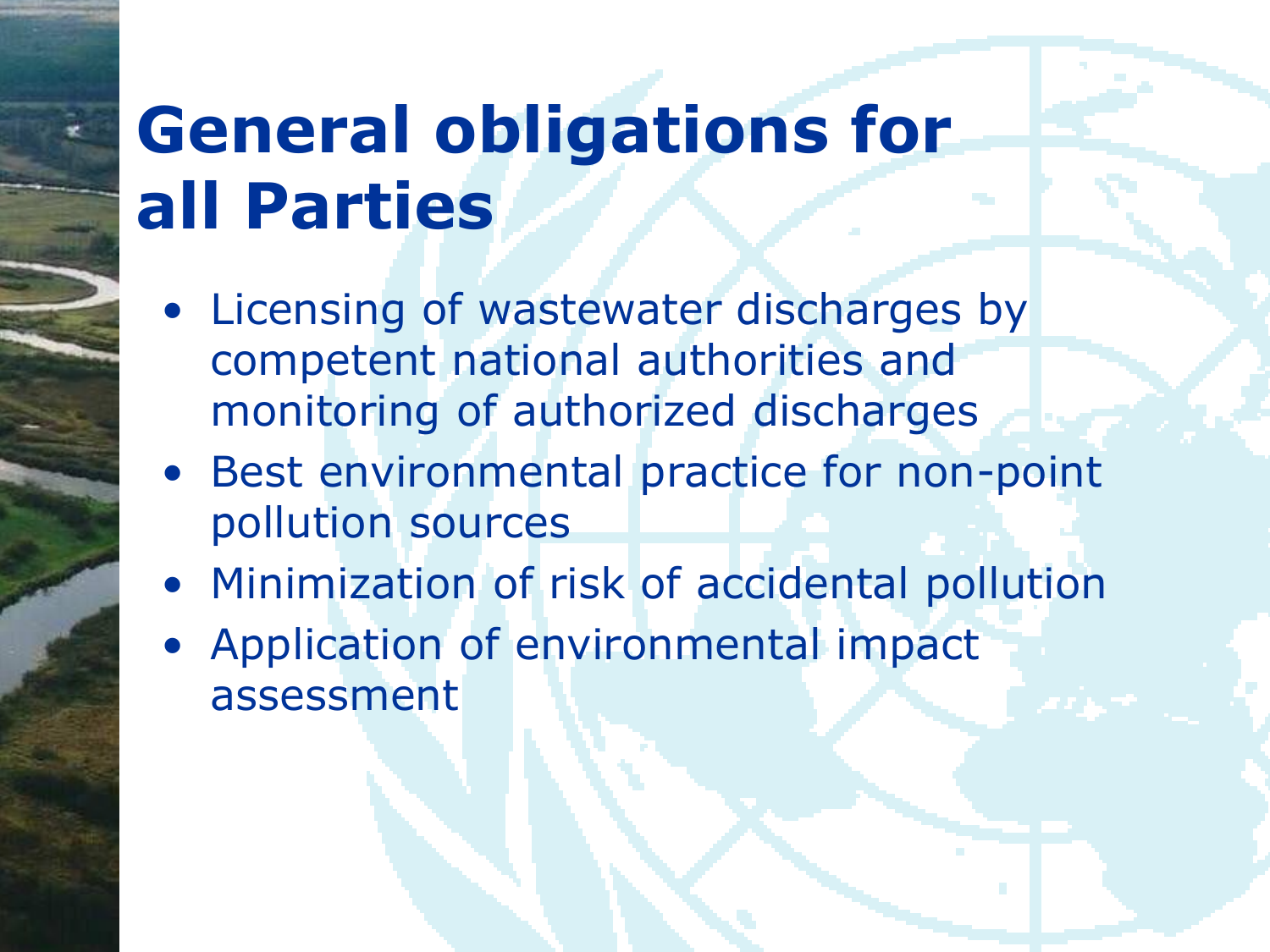# General obligations for all Parties

- Licensing of wastewater discharges by competent national authorities and monitoring of authorized discharges
- Best environmental practice for non-point pollution sources
- Minimization of risk of accidental pollution
- Application of environmental impact assessment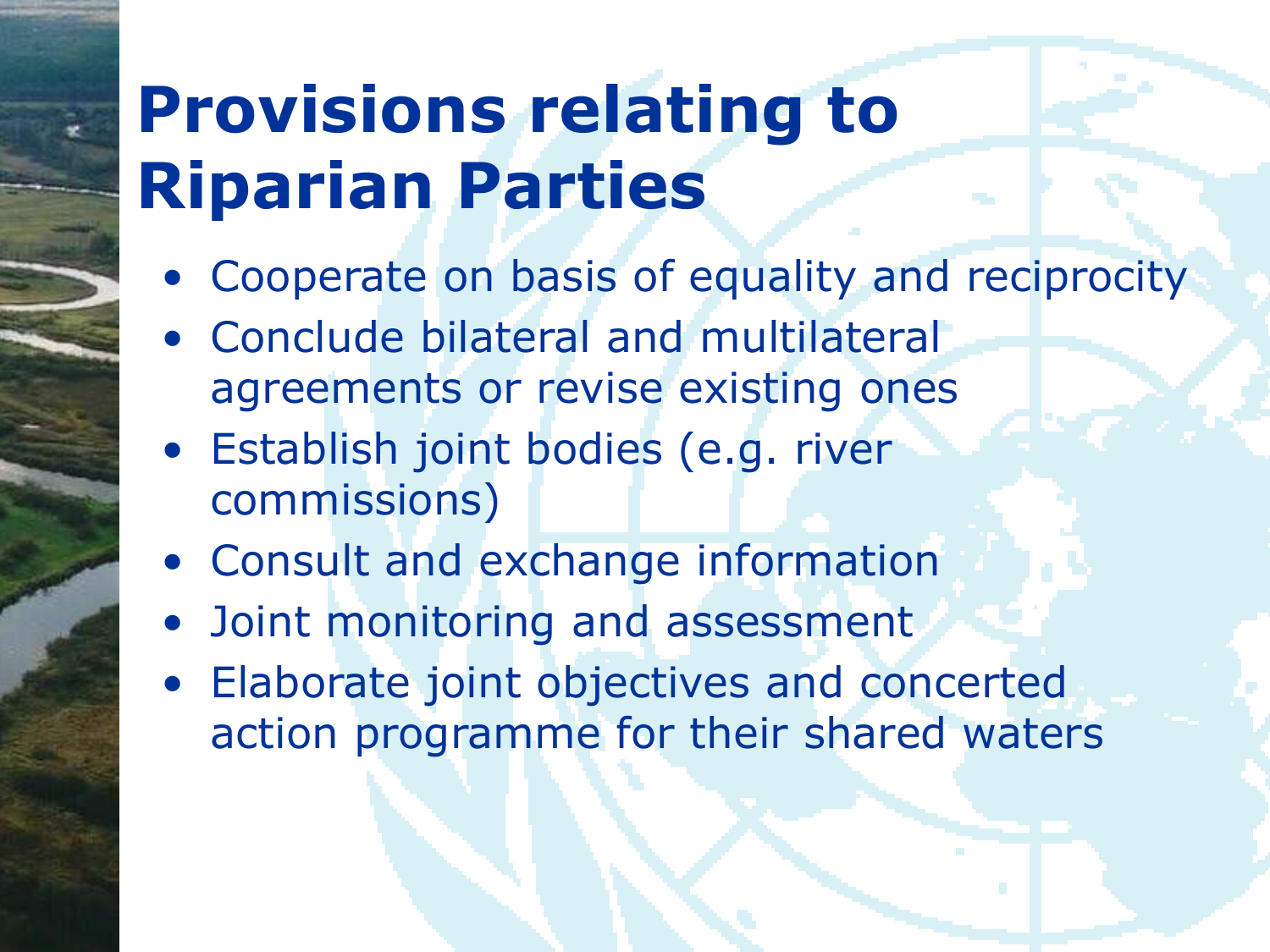# Provisions relating to Riparian Parties

- Cooperate on basis of equality and reciprocity
- Conclude bilateral and multilateral agreements or revise existing ones
- Establish joint bodies (e.g. river commissions)
- Consult and exchange information
- Joint monitoring and assessment
- Elaborate joint objectives and concerted action programme for their shared waters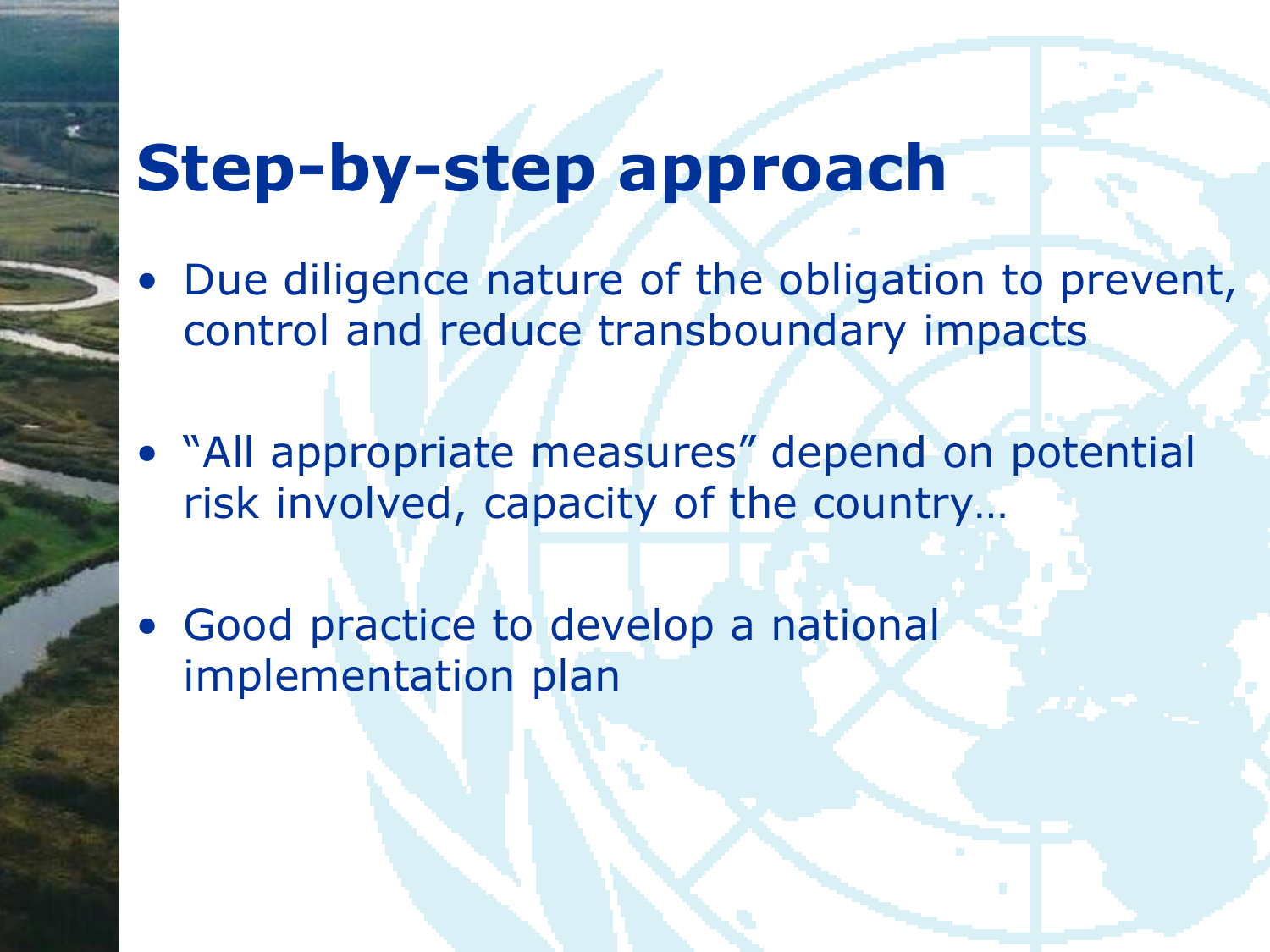# Step-by-step approach

- Due diligence nature of the obligation to prevent, control and reduce transboundary impacts
- "All appropriate measures" depend on potential risk involved, capacity of the country…
- Good practice to develop a national implementation plan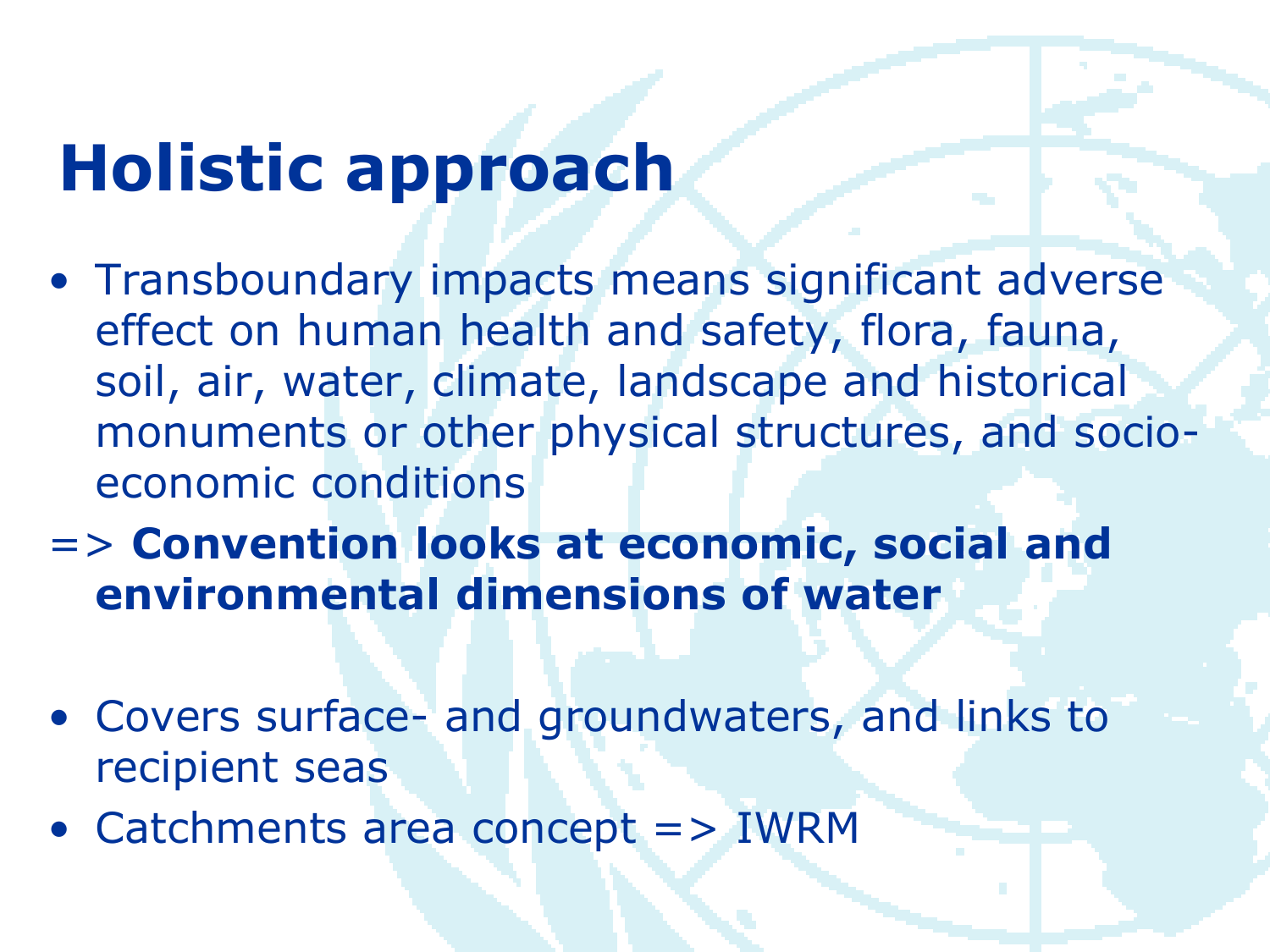# Holistic approach

- Transboundary impacts means significant adverse effect on human health and safety, flora, fauna, soil, air, water, climate, landscape and historical monuments or other physical structures, and socio-economic conditions

=> **Convention looks at economic, social and environmental dimensions of water**

- Covers surface- and groundwaters, and links to recipient seas
- Catchments area concept => IWRM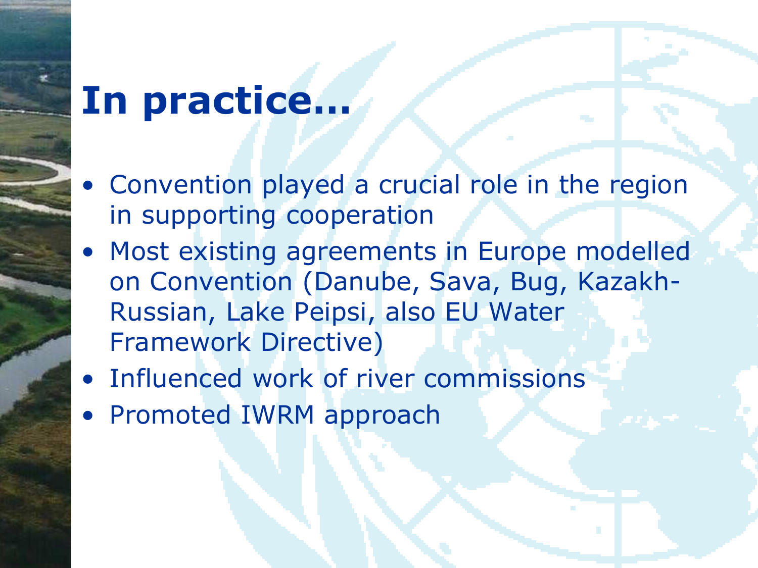# In practice…

- Convention played a crucial role in the region in supporting cooperation
- Most existing agreements in Europe modelled on Convention (Danube, Sava, Bug, Kazakh-Russian, Lake Peipsi, also EU Water Framework Directive)
- Influenced work of river commissions
- Promoted IWRM approach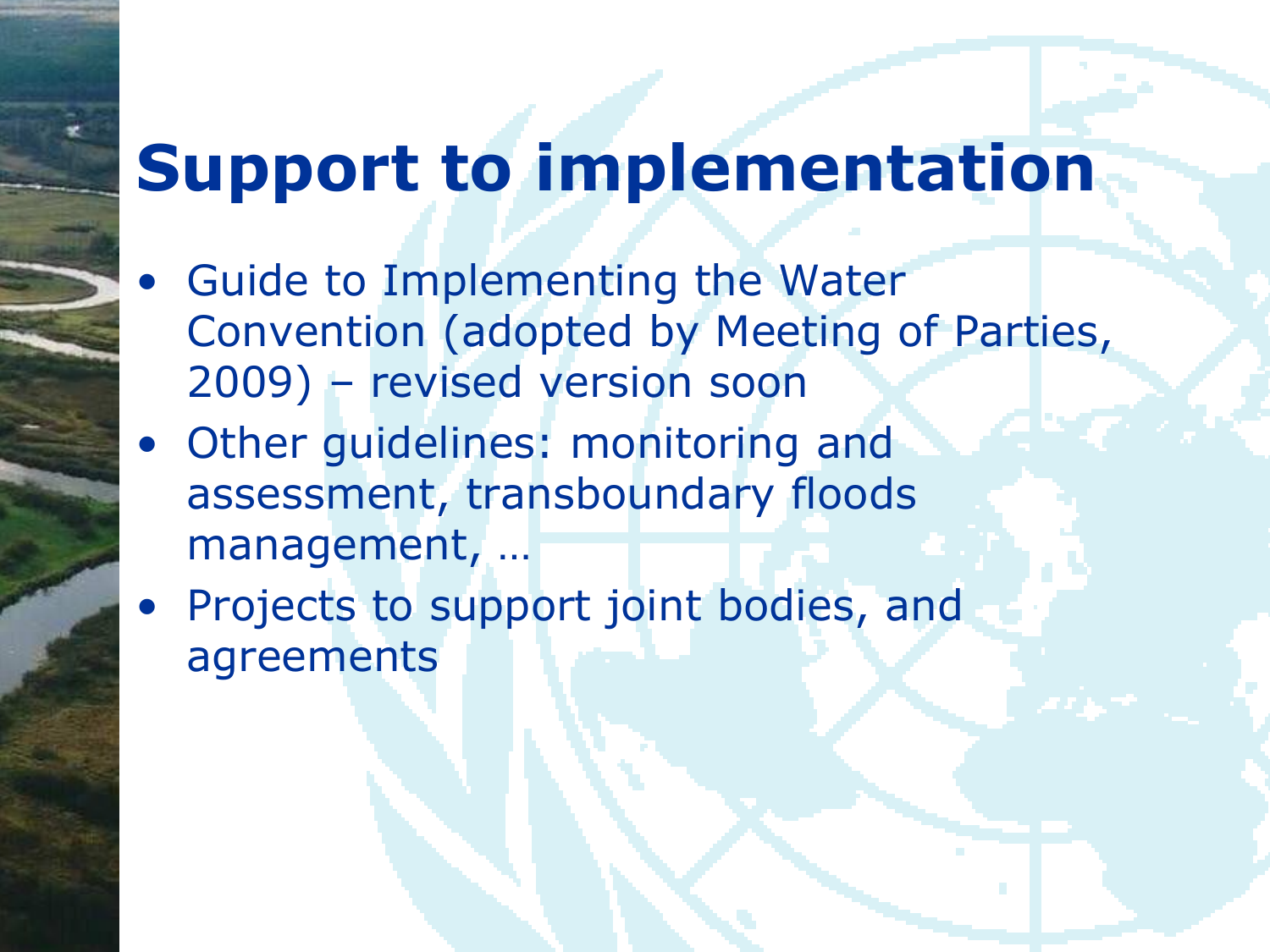# Support to implementation

- Guide to Implementing the Water Convention (adopted by Meeting of Parties, 2009) – revised version soon
- Other guidelines: monitoring and assessment, transboundary floods management, …
- Projects to support joint bodies, and agreements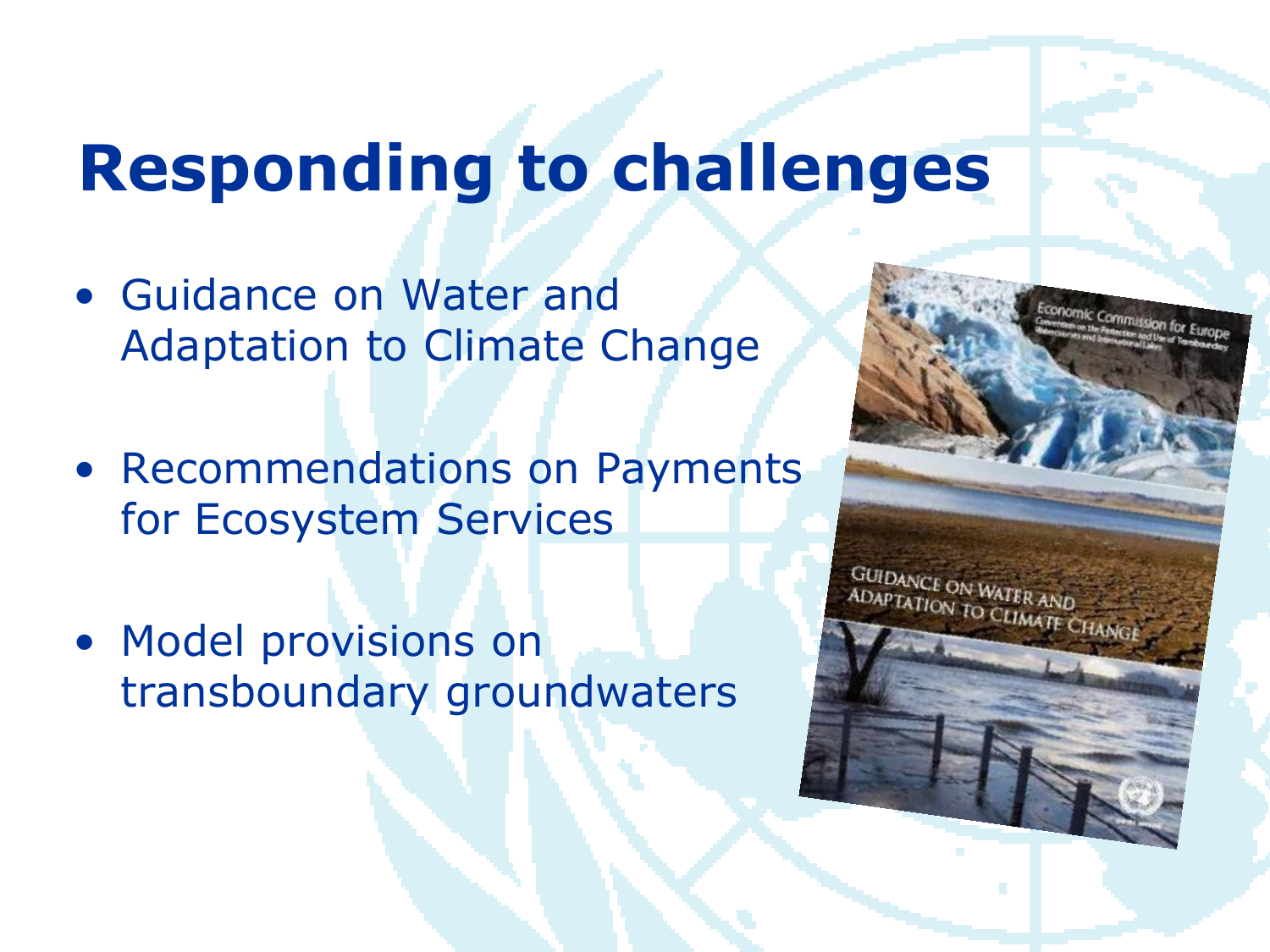# Responding to challenges

- Guidance on Water and Adaptation to Climate Change
- Recommendations on Payments for Ecosystem Services
- Model provisions on transboundary groundwaters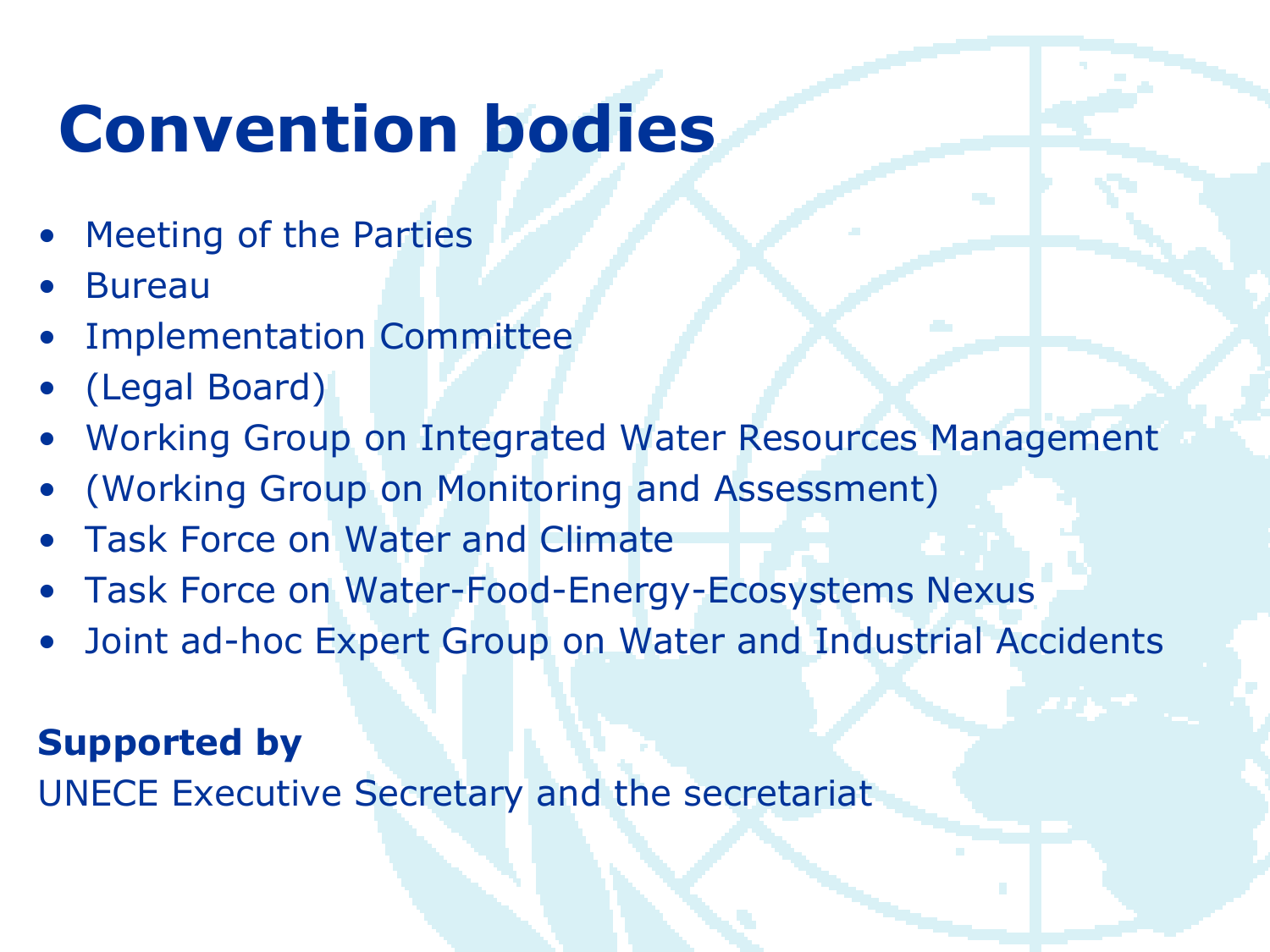# Convention bodies

- Meeting of the Parties
- Bureau
- Implementation Committee
- (Legal Board)
- Working Group on Integrated Water Resources Management
- (Working Group on Monitoring and Assessment)
- Task Force on Water and Climate
- Task Force on Water-Food-Energy-Ecosystems Nexus
- Joint ad-hoc Expert Group on Water and Industrial Accidents

**Supported by**

UNECE Executive Secretary and the secretariat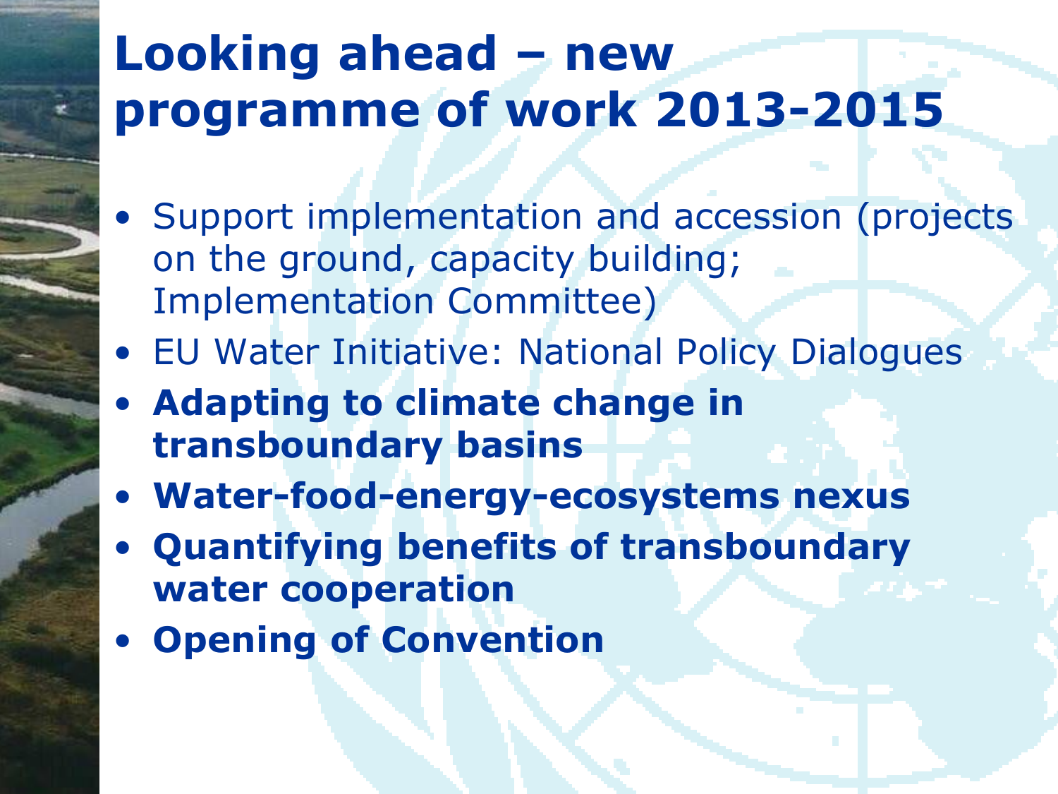# Looking ahead – new programme of work 2013-2015

- Support implementation and accession (projects on the ground, capacity building; Implementation Committee)
- EU Water Initiative: National Policy Dialogues
- **Adapting to climate change in transboundary basins**
- **Water-food-energy-ecosystems nexus**
- **Quantifying benefits of transboundary water cooperation**
- **Opening of Convention**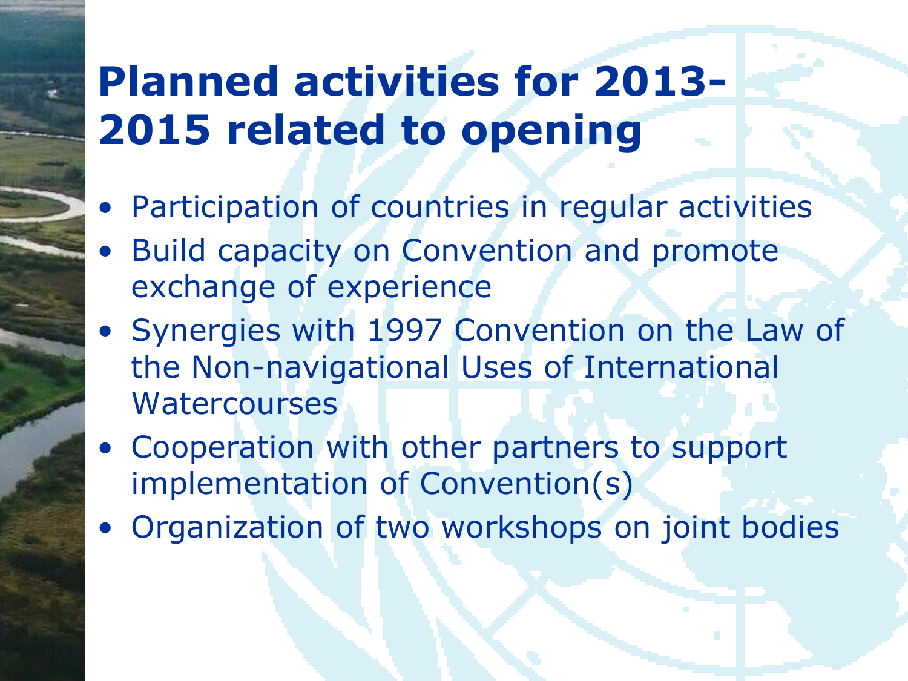# Planned activities for 2013-2015 related to opening

- Participation of countries in regular activities
- Build capacity on Convention and promote exchange of experience
- Synergies with 1997 Convention on the Law of the Non-navigational Uses of International Watercourses
- Cooperation with other partners to support implementation of Convention(s)
- Organization of two workshops on joint bodies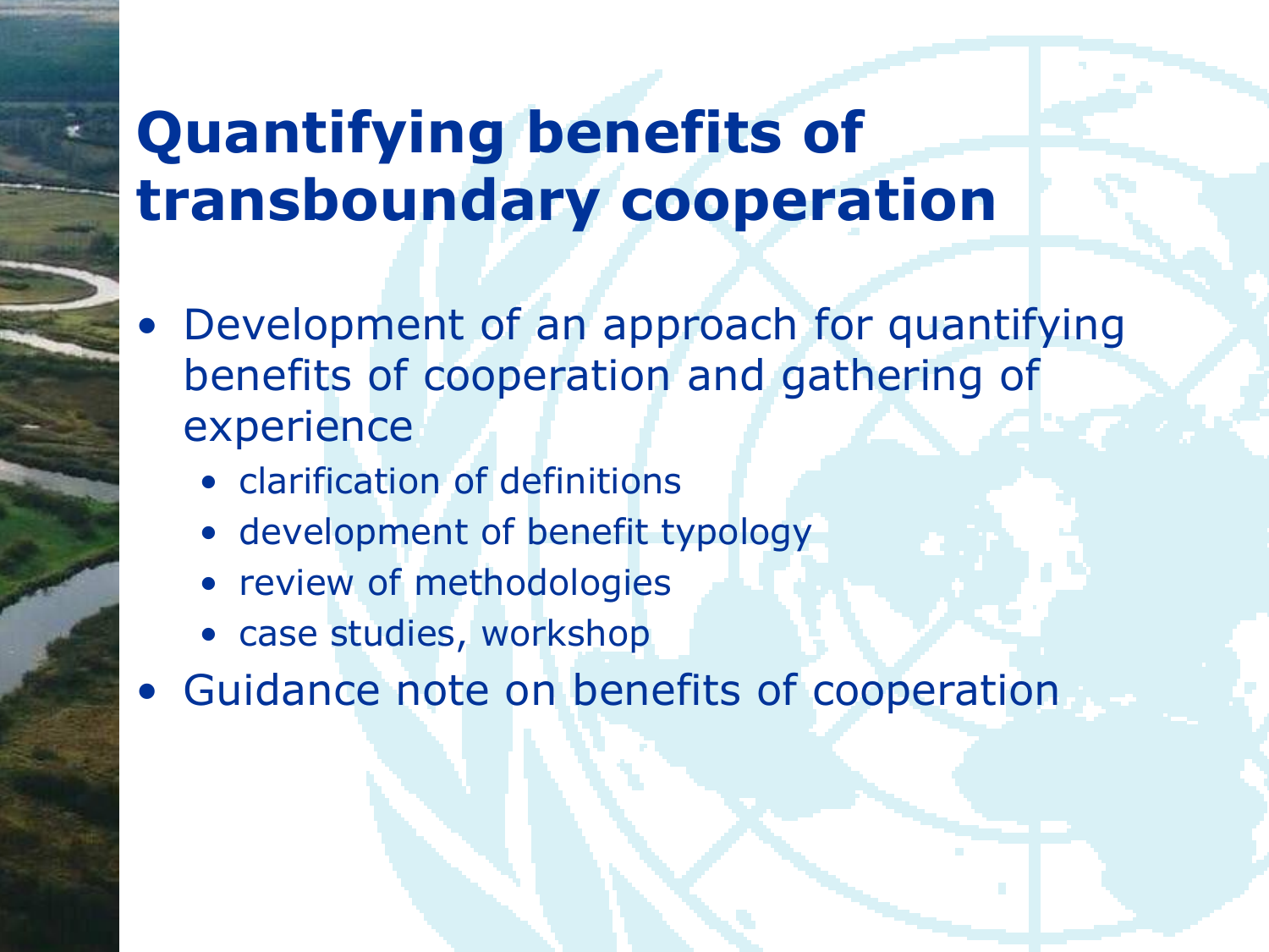# Quantifying benefits of transboundary cooperation

- Development of an approach for quantifying benefits of cooperation and gathering of experience
  - clarification of definitions
  - development of benefit typology
  - review of methodologies
  - case studies, workshop
- Guidance note on benefits of cooperation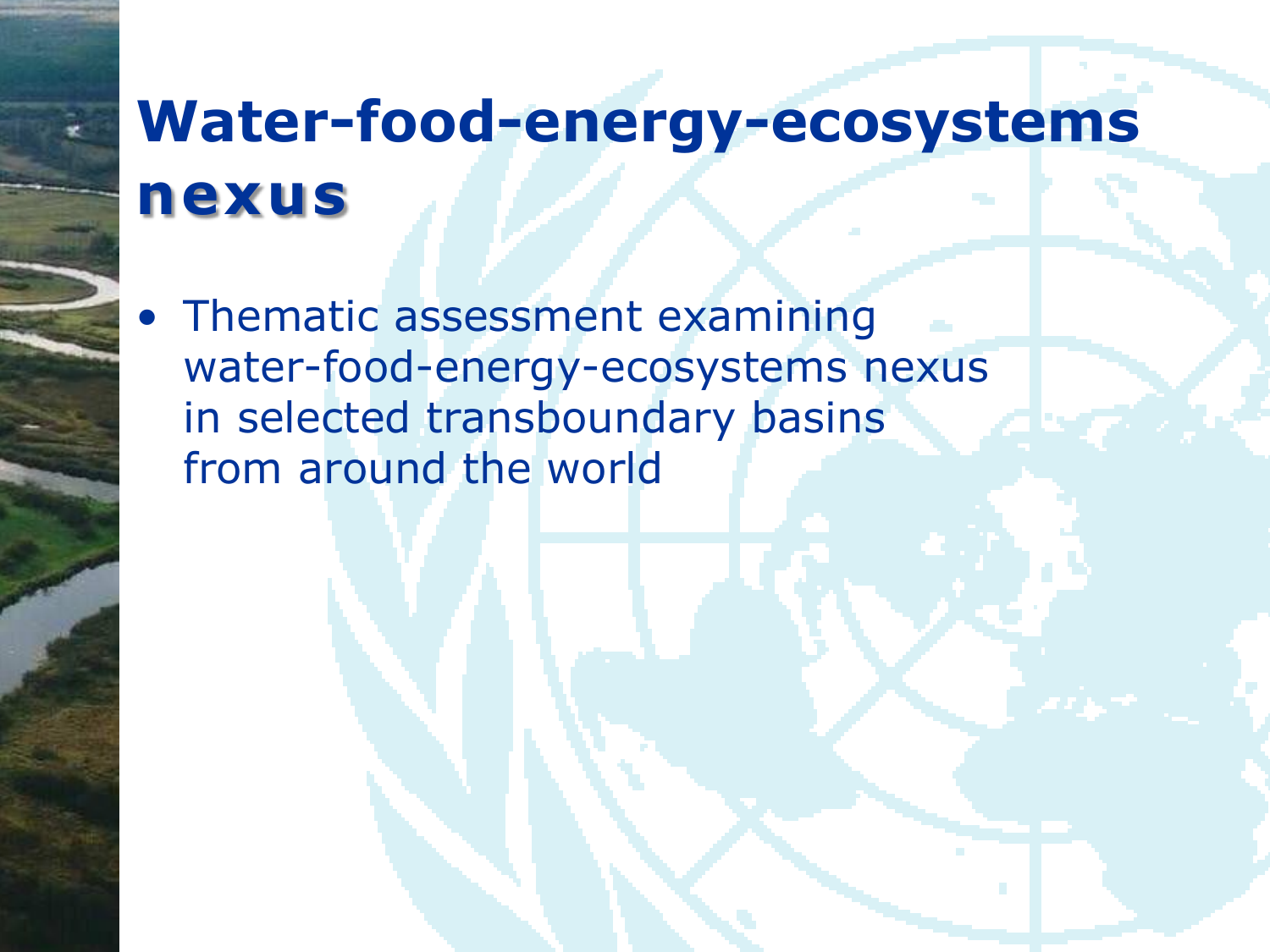# Water-food-energy-ecosystems nexus

- Thematic assessment examining water-food-energy-ecosystems nexus in selected transboundary basins from around the world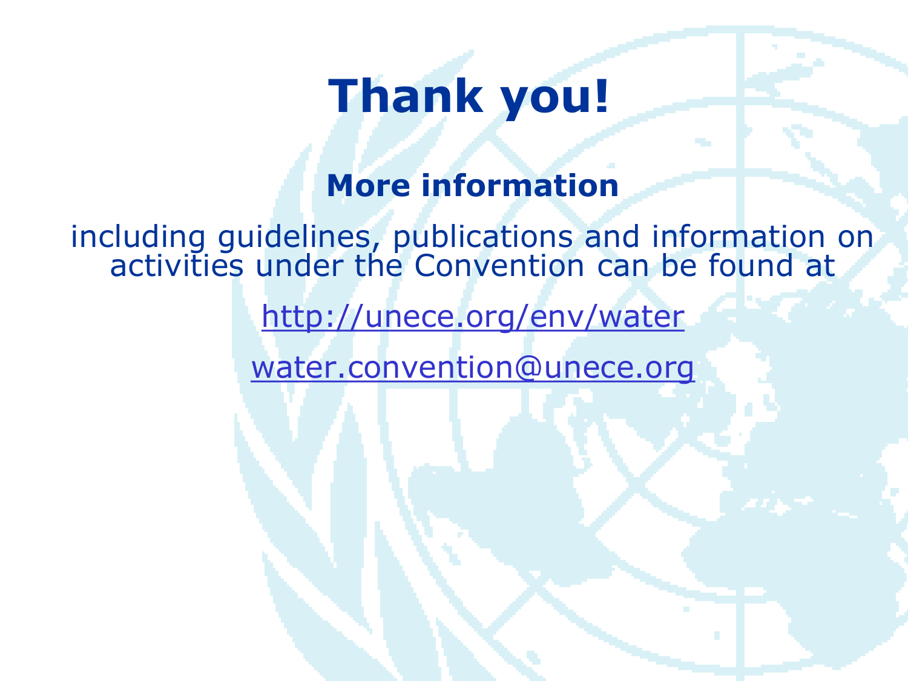# Thank you!

**More information**

including guidelines, publications and information on activities under the Convention can be found at

http://unece.org/env/water

water.convention@unece.org